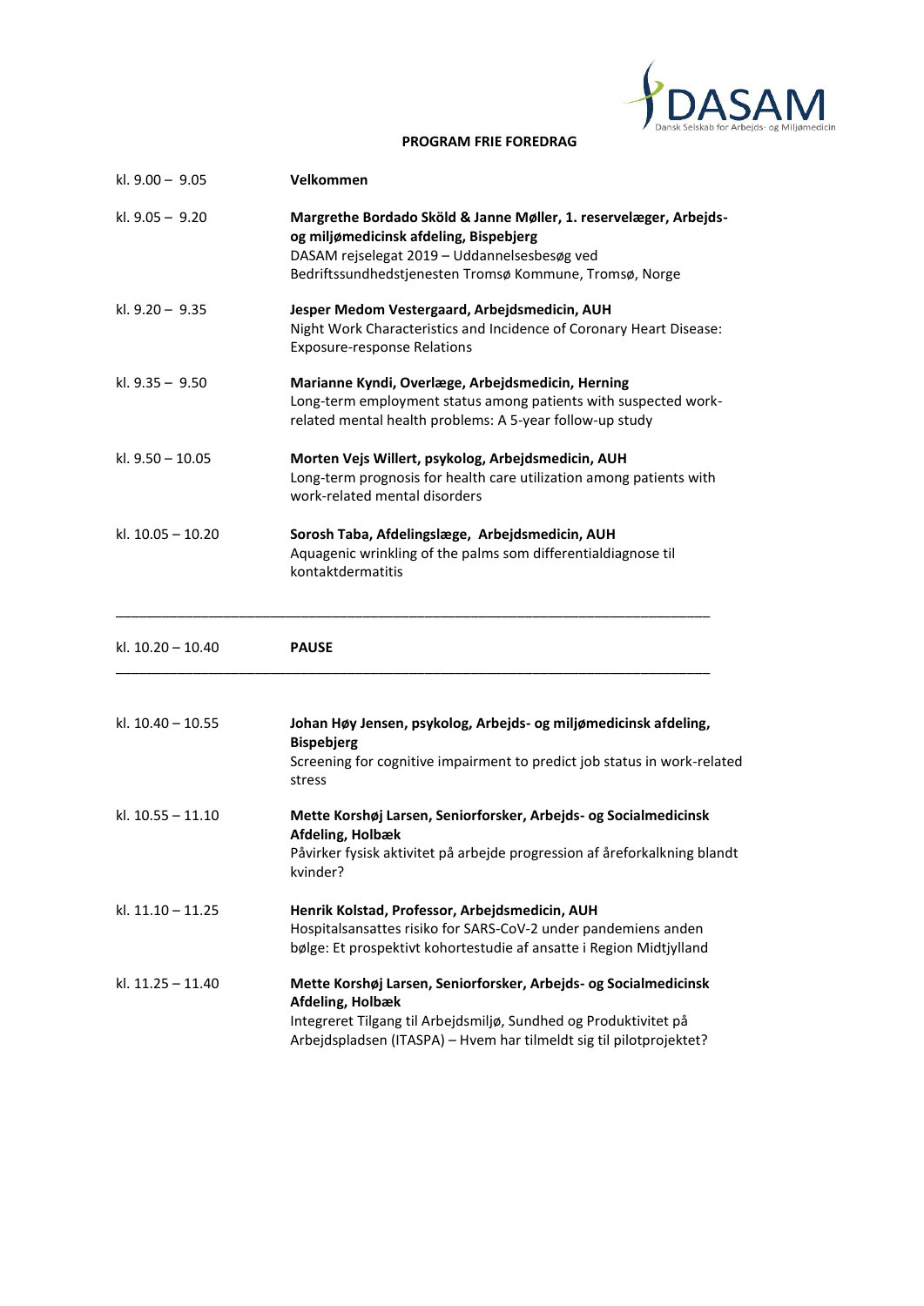**PROGRAM FRIE FOREDRAG**

kl. 9.00 – 9.05 **Velkommen**

kl. 9.05 – 9.20 **Margrethe Bordado Sköld & Janne Møller, 1. reservelæger, Arbejds- og miljømedicinsk afdeling, Bispebjerg**
DASAM rejselegat 2019 – Uddannelsesbesøg ved Bedriftssundhedstjenesten Tromsø Kommune, Tromsø, Norge

kl. 9.20 – 9.35 **Jesper Medom Vestergaard, Arbejdsmedicin, AUH**
Night Work Characteristics and Incidence of Coronary Heart Disease: Exposure-response Relations

kl. 9.35 – 9.50 **Marianne Kyndi, Overlæge, Arbejdsmedicin, Herning**
Long-term employment status among patients with suspected work-related mental health problems: A 5-year follow-up study

kl. 9.50 – 10.05 **Morten Vejs Willert, psykolog, Arbejdsmedicin, AUH**
Long-term prognosis for health care utilization among patients with work-related mental disorders

kl. 10.05 – 10.20 **Sorosh Taba, Afdelingslæge, Arbejdsmedicin, AUH**
Aquagenic wrinkling of the palms som differentialdiagnose til kontaktdermatitis

---

kl. 10.20 – 10.40 **PAUSE**

---

kl. 10.40 – 10.55 **Johan Høy Jensen, psykolog, Arbejds- og miljømedicinsk afdeling, Bispebjerg**
Screening for cognitive impairment to predict job status in work-related stress

kl. 10.55 – 11.10 **Mette Korshøj Larsen, Seniorforsker, Arbejds- og Socialmedicinsk Afdeling, Holbæk**
Påvirker fysisk aktivitet på arbejde progression af åreforkalkning blandt kvinder?

kl. 11.10 – 11.25 **Henrik Kolstad, Professor, Arbejdsmedicin, AUH**
Hospitalsansattes risiko for SARS-CoV-2 under pandemiens anden bølge: Et prospektivt kohortestudie af ansatte i Region Midtjylland

kl. 11.25 – 11.40 **Mette Korshøj Larsen, Seniorforsker, Arbejds- og Socialmedicinsk Afdeling, Holbæk**
Integreret Tilgang til Arbejdsmiljø, Sundhed og Produktivitet på Arbejdspladsen (ITASPA) – Hvem har tilmeldt sig til pilotprojektet?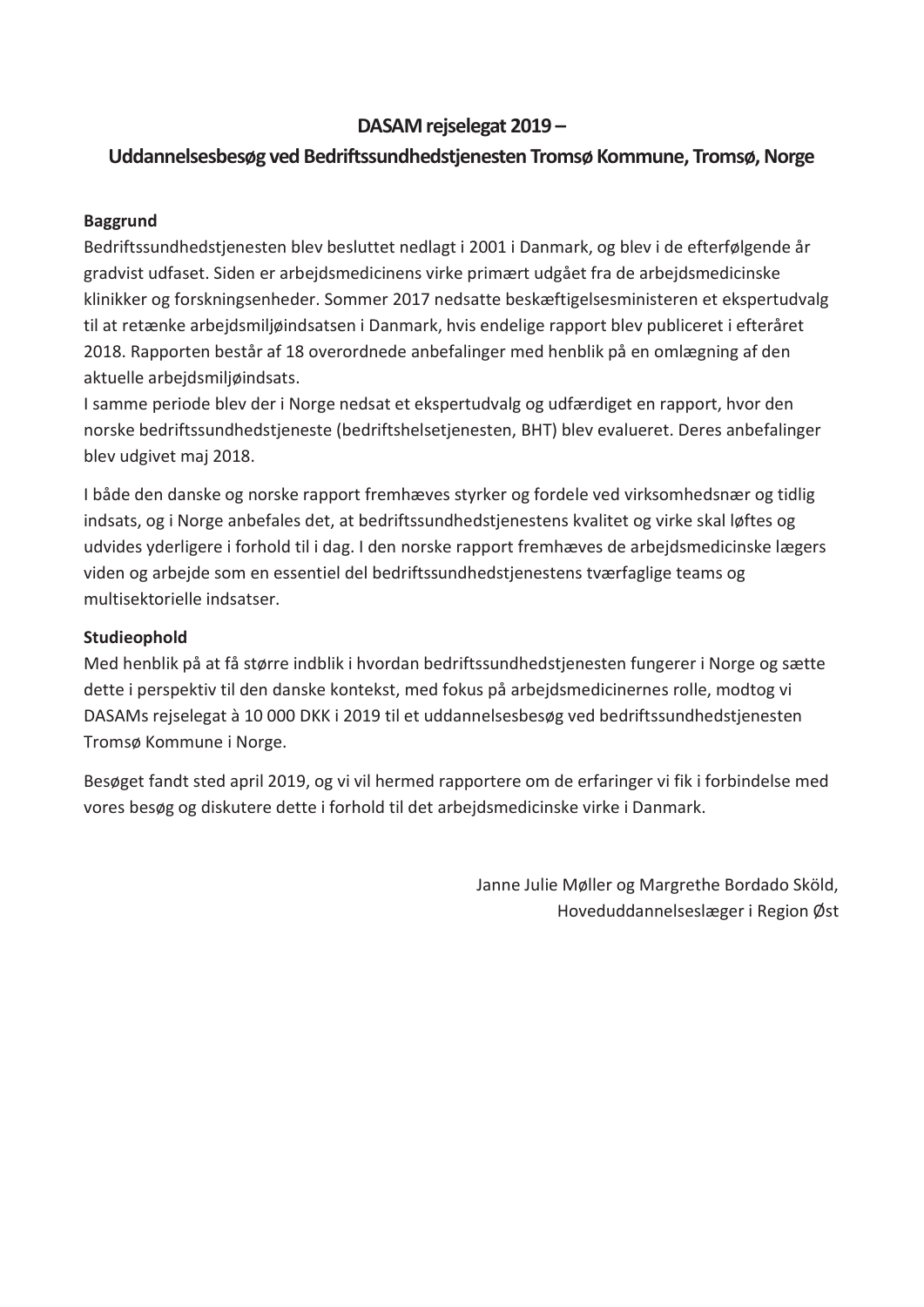# DASAM rejselegat 2019 –
# Uddannelsesbesøg ved Bedriftssundhedstjenesten Tromsø Kommune, Tromsø, Norge

**Baggrund**

Bedriftssundhedstjenesten blev besluttet nedlagt i 2001 i Danmark, og blev i de efterfølgende år gradvist udfaset. Siden er arbejdsmedicinens virke primært udgået fra de arbejdsmedicinske klinikker og forskningsenheder. Sommer 2017 nedsatte beskæftigelsesministeren et ekspertudvalg til at retænke arbejdsmiljøindsatsen i Danmark, hvis endelige rapport blev publiceret i efteråret 2018. Rapporten består af 18 overordnede anbefalinger med henblik på en omlægning af den aktuelle arbejdsmiljøindsats.

I samme periode blev der i Norge nedsat et ekspertudvalg og udfærdiget en rapport, hvor den norske bedriftssundhedstjeneste (bedriftshelsetjenesten, BHT) blev evalueret. Deres anbefalinger blev udgivet maj 2018.

I både den danske og norske rapport fremhæves styrker og fordele ved virksomhedsnær og tidlig indsats, og i Norge anbefales det, at bedriftssundhedstjenestens kvalitet og virke skal løftes og udvides yderligere i forhold til i dag. I den norske rapport fremhæves de arbejdsmedicinske lægers viden og arbejde som en essentiel del bedriftssundhedstjenestens tværfaglige teams og multisektorielle indsatser.

**Studieophold**

Med henblik på at få større indblik i hvordan bedriftssundhedstjenesten fungerer i Norge og sætte dette i perspektiv til den danske kontekst, med fokus på arbejdsmedicinernes rolle, modtog vi DASAMs rejselegat à 10 000 DKK i 2019 til et uddannelsesbesøg ved bedriftssundhedstjenesten Tromsø Kommune i Norge.

Besøget fandt sted april 2019, og vi vil hermed rapportere om de erfaringer vi fik i forbindelse med vores besøg og diskutere dette i forhold til det arbejdsmedicinske virke i Danmark.

Janne Julie Møller og Margrethe Bordado Sköld,
Hoveduddannelseslæger i Region Øst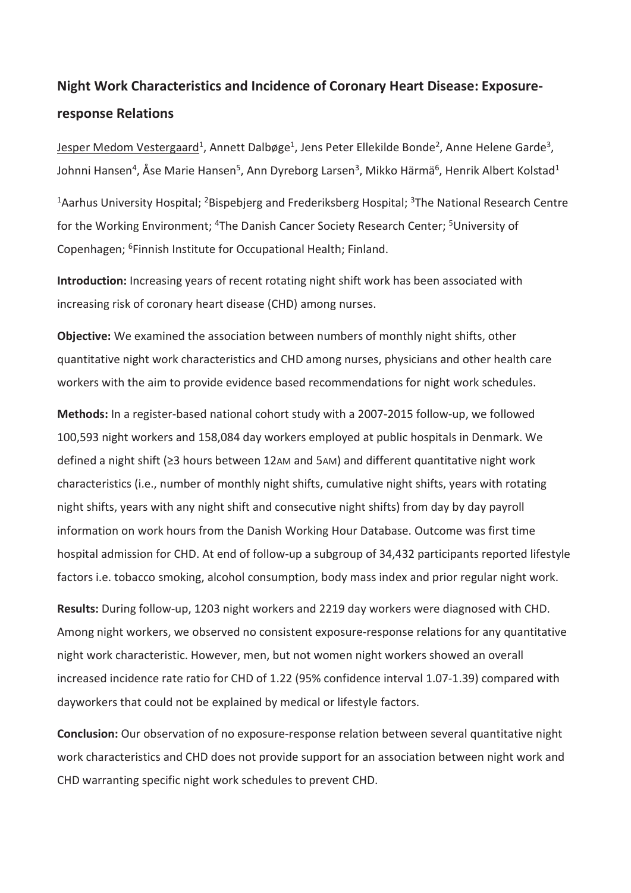# Night Work Characteristics and Incidence of Coronary Heart Disease: Exposure-response Relations

Jesper Medom Vestergaard[1], Annett Dalbøge[1], Jens Peter Ellekilde Bonde[2], Anne Helene Garde[3], Johnni Hansen[4], Åse Marie Hansen[5], Ann Dyreborg Larsen[3], Mikko Härmä[6], Henrik Albert Kolstad[1]

[1]Aarhus University Hospital; [2]Bispebjerg and Frederiksberg Hospital; [3]The National Research Centre for the Working Environment; [4]The Danish Cancer Society Research Center; [5]University of Copenhagen; [6]Finnish Institute for Occupational Health; Finland.

**Introduction:** Increasing years of recent rotating night shift work has been associated with increasing risk of coronary heart disease (CHD) among nurses.

**Objective:** We examined the association between numbers of monthly night shifts, other quantitative night work characteristics and CHD among nurses, physicians and other health care workers with the aim to provide evidence based recommendations for night work schedules.

**Methods:** In a register-based national cohort study with a 2007-2015 follow-up, we followed 100,593 night workers and 158,084 day workers employed at public hospitals in Denmark. We defined a night shift (≥3 hours between 12AM and 5AM) and different quantitative night work characteristics (i.e., number of monthly night shifts, cumulative night shifts, years with rotating night shifts, years with any night shift and consecutive night shifts) from day by day payroll information on work hours from the Danish Working Hour Database. Outcome was first time hospital admission for CHD. At end of follow-up a subgroup of 34,432 participants reported lifestyle factors i.e. tobacco smoking, alcohol consumption, body mass index and prior regular night work.

**Results:** During follow-up, 1203 night workers and 2219 day workers were diagnosed with CHD. Among night workers, we observed no consistent exposure-response relations for any quantitative night work characteristic. However, men, but not women night workers showed an overall increased incidence rate ratio for CHD of 1.22 (95% confidence interval 1.07-1.39) compared with dayworkers that could not be explained by medical or lifestyle factors.

**Conclusion:** Our observation of no exposure-response relation between several quantitative night work characteristics and CHD does not provide support for an association between night work and CHD warranting specific night work schedules to prevent CHD.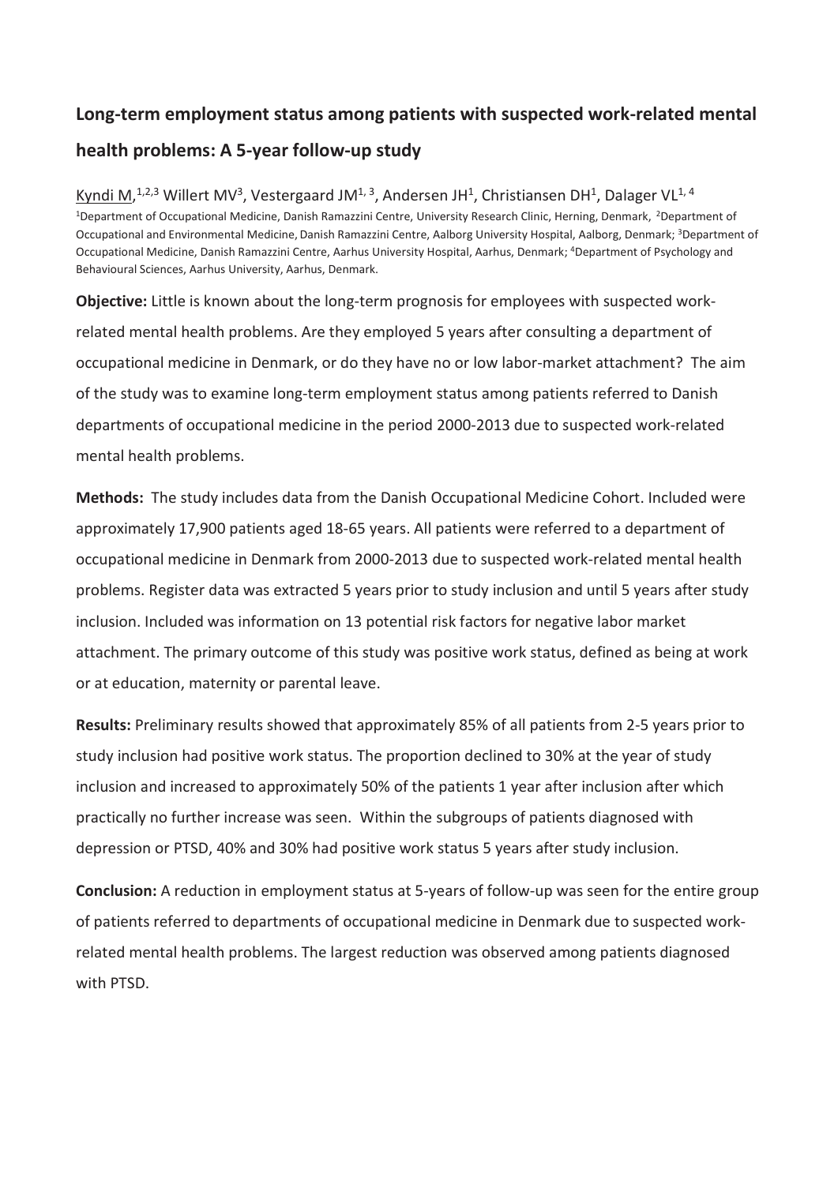## Long-term employment status among patients with suspected work-related mental health problems: A 5-year follow-up study

Kyndi M,[1,2,3] Willert MV[3], Vestergaard JM[1,3], Andersen JH[1], Christiansen DH[1], Dalager VL[1,4]

[1]Department of Occupational Medicine, Danish Ramazzini Centre, University Research Clinic, Herning, Denmark, [2]Department of Occupational and Environmental Medicine, Danish Ramazzini Centre, Aalborg University Hospital, Aalborg, Denmark; [3]Department of Occupational Medicine, Danish Ramazzini Centre, Aarhus University Hospital, Aarhus, Denmark; [4]Department of Psychology and Behavioural Sciences, Aarhus University, Aarhus, Denmark.

**Objective:** Little is known about the long-term prognosis for employees with suspected work-related mental health problems. Are they employed 5 years after consulting a department of occupational medicine in Denmark, or do they have no or low labor-market attachment? The aim of the study was to examine long-term employment status among patients referred to Danish departments of occupational medicine in the period 2000-2013 due to suspected work-related mental health problems.

**Methods:** The study includes data from the Danish Occupational Medicine Cohort. Included were approximately 17,900 patients aged 18-65 years. All patients were referred to a department of occupational medicine in Denmark from 2000-2013 due to suspected work-related mental health problems. Register data was extracted 5 years prior to study inclusion and until 5 years after study inclusion. Included was information on 13 potential risk factors for negative labor market attachment. The primary outcome of this study was positive work status, defined as being at work or at education, maternity or parental leave.

**Results:** Preliminary results showed that approximately 85% of all patients from 2-5 years prior to study inclusion had positive work status. The proportion declined to 30% at the year of study inclusion and increased to approximately 50% of the patients 1 year after inclusion after which practically no further increase was seen. Within the subgroups of patients diagnosed with depression or PTSD, 40% and 30% had positive work status 5 years after study inclusion.

**Conclusion:** A reduction in employment status at 5-years of follow-up was seen for the entire group of patients referred to departments of occupational medicine in Denmark due to suspected work-related mental health problems. The largest reduction was observed among patients diagnosed with PTSD.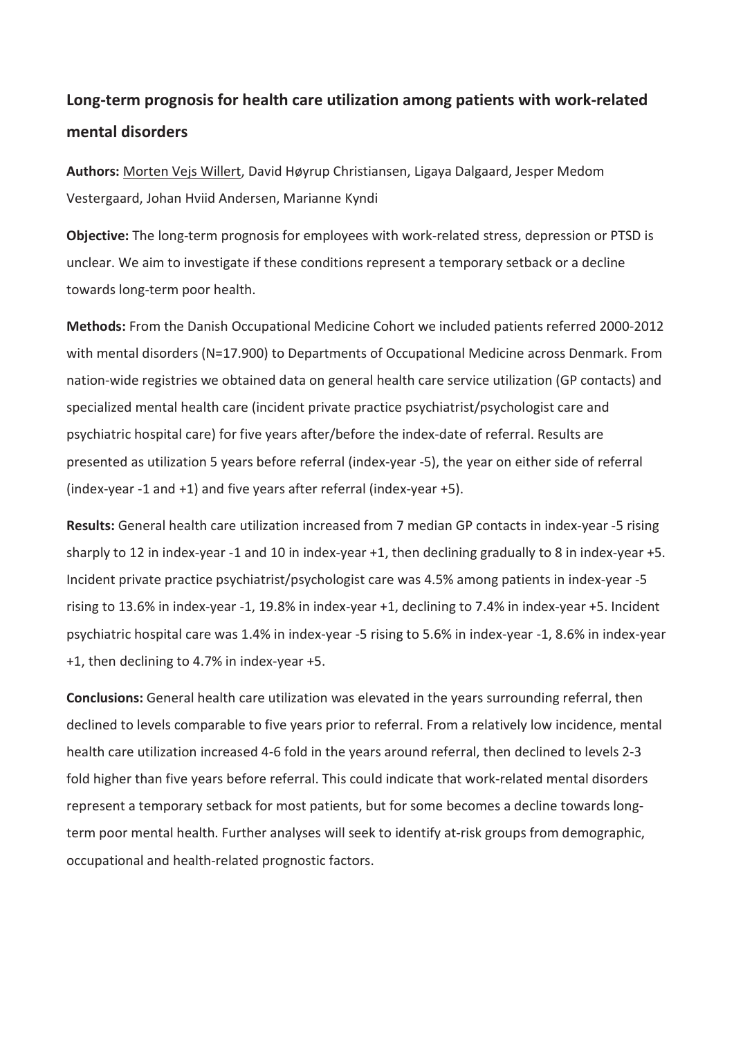# Long-term prognosis for health care utilization among patients with work-related mental disorders

**Authors:** Morten Vejs Willert, David Høyrup Christiansen, Ligaya Dalgaard, Jesper Medom Vestergaard, Johan Hviid Andersen, Marianne Kyndi

**Objective:** The long-term prognosis for employees with work-related stress, depression or PTSD is unclear. We aim to investigate if these conditions represent a temporary setback or a decline towards long-term poor health.

**Methods:** From the Danish Occupational Medicine Cohort we included patients referred 2000-2012 with mental disorders (N=17.900) to Departments of Occupational Medicine across Denmark. From nation-wide registries we obtained data on general health care service utilization (GP contacts) and specialized mental health care (incident private practice psychiatrist/psychologist care and psychiatric hospital care) for five years after/before the index-date of referral. Results are presented as utilization 5 years before referral (index-year -5), the year on either side of referral (index-year -1 and +1) and five years after referral (index-year +5).

**Results:** General health care utilization increased from 7 median GP contacts in index-year -5 rising sharply to 12 in index-year -1 and 10 in index-year +1, then declining gradually to 8 in index-year +5. Incident private practice psychiatrist/psychologist care was 4.5% among patients in index-year -5 rising to 13.6% in index-year -1, 19.8% in index-year +1, declining to 7.4% in index-year +5. Incident psychiatric hospital care was 1.4% in index-year -5 rising to 5.6% in index-year -1, 8.6% in index-year +1, then declining to 4.7% in index-year +5.

**Conclusions:** General health care utilization was elevated in the years surrounding referral, then declined to levels comparable to five years prior to referral. From a relatively low incidence, mental health care utilization increased 4-6 fold in the years around referral, then declined to levels 2-3 fold higher than five years before referral. This could indicate that work-related mental disorders represent a temporary setback for most patients, but for some becomes a decline towards long-term poor mental health. Further analyses will seek to identify at-risk groups from demographic, occupational and health-related prognostic factors.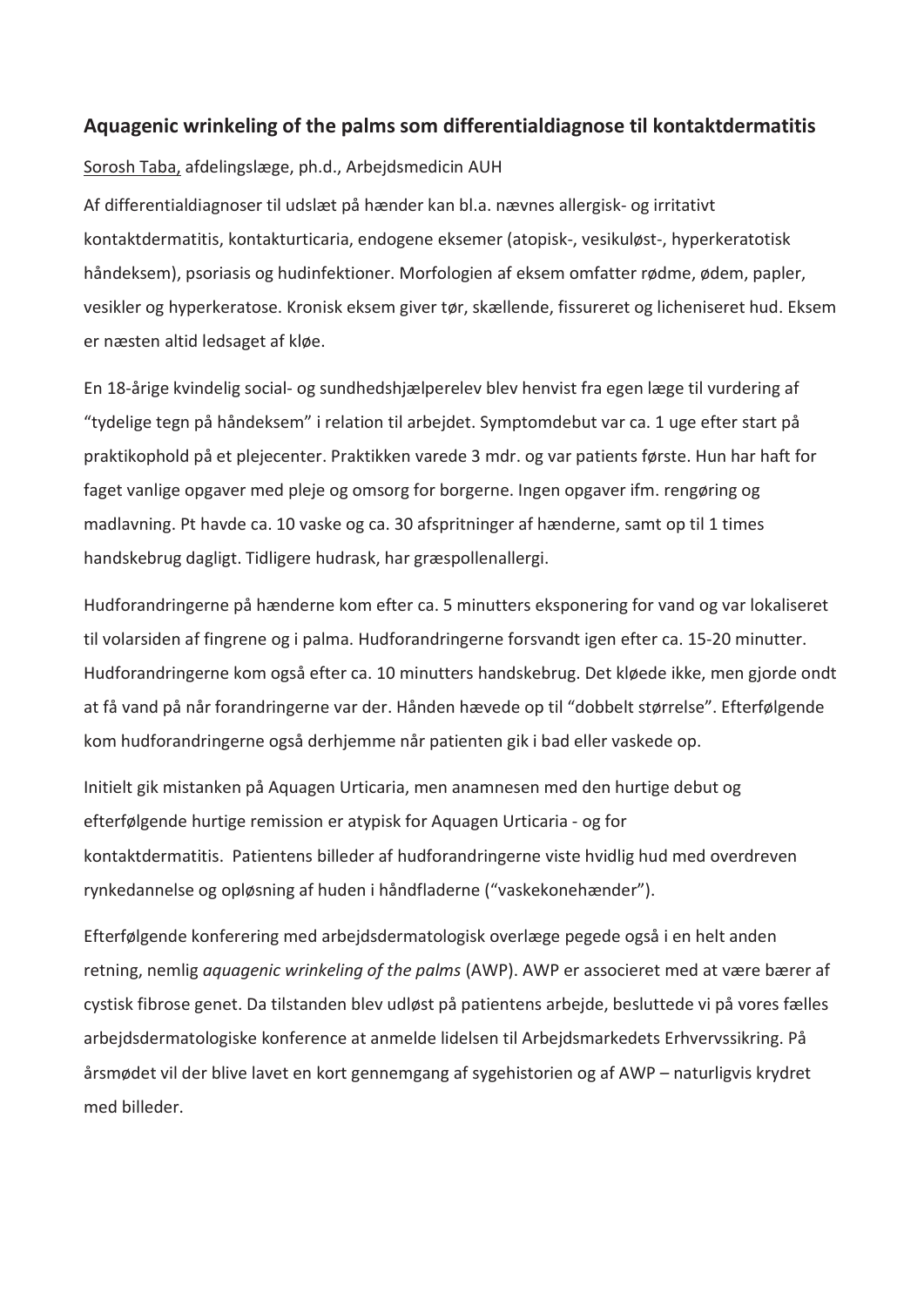## Aquagenic wrinkeling of the palms som differentialdiagnose til kontaktdermatitis

Sorosh Taba, afdelingslæge, ph.d., Arbejdsmedicin AUH

Af differentialdiagnoser til udslæt på hænder kan bl.a. nævnes allergisk- og irritativt kontaktdermatitis, kontakturticaria, endogene eksemer (atopisk-, vesikuløst-, hyperkeratotisk håndeksem), psoriasis og hudinfektioner. Morfologien af eksem omfatter rødme, ødem, papler, vesikler og hyperkeratose. Kronisk eksem giver tør, skællende, fissureret og licheniseret hud. Eksem er næsten altid ledsaget af kløe.

En 18-årige kvindelig social- og sundhedshjælperelev blev henvist fra egen læge til vurdering af "tydelige tegn på håndeksem" i relation til arbejdet. Symptomdebut var ca. 1 uge efter start på praktikophold på et plejecenter. Praktikken varede 3 mdr. og var patients første. Hun har haft for faget vanlige opgaver med pleje og omsorg for borgerne. Ingen opgaver ifm. rengøring og madlavning. Pt havde ca. 10 vaske og ca. 30 afspritninger af hænderne, samt op til 1 times handskebrug dagligt. Tidligere hudrask, har græspollenallergi.

Hudforandringerne på hænderne kom efter ca. 5 minutters eksponering for vand og var lokaliseret til volarsiden af fingrene og i palma. Hudforandringerne forsvandt igen efter ca. 15-20 minutter. Hudforandringerne kom også efter ca. 10 minutters handskebrug. Det kløede ikke, men gjorde ondt at få vand på når forandringerne var der. Hånden hævede op til "dobbelt størrelse". Efterfølgende kom hudforandringerne også derhjemme når patienten gik i bad eller vaskede op.

Initielt gik mistanken på Aquagen Urticaria, men anamnesen med den hurtige debut og efterfølgende hurtige remission er atypisk for Aquagen Urticaria - og for kontaktdermatitis. Patientens billeder af hudforandringerne viste hvidlig hud med overdreven rynkedannelse og opløsning af huden i håndfladerne ("vaskekonehænder").

Efterfølgende konferering med arbejdsdermatologisk overlæge pegede også i en helt anden retning, nemlig *aquagenic wrinkeling of the palms* (AWP). AWP er associeret med at være bærer af cystisk fibrose genet. Da tilstanden blev udløst på patientens arbejde, besluttede vi på vores fælles arbejdsdermatologiske konference at anmelde lidelsen til Arbejdsmarkedets Erhvervssikring. På årsmødet vil der blive lavet en kort gennemgang af sygehistorien og af AWP – naturligvis krydret med billeder.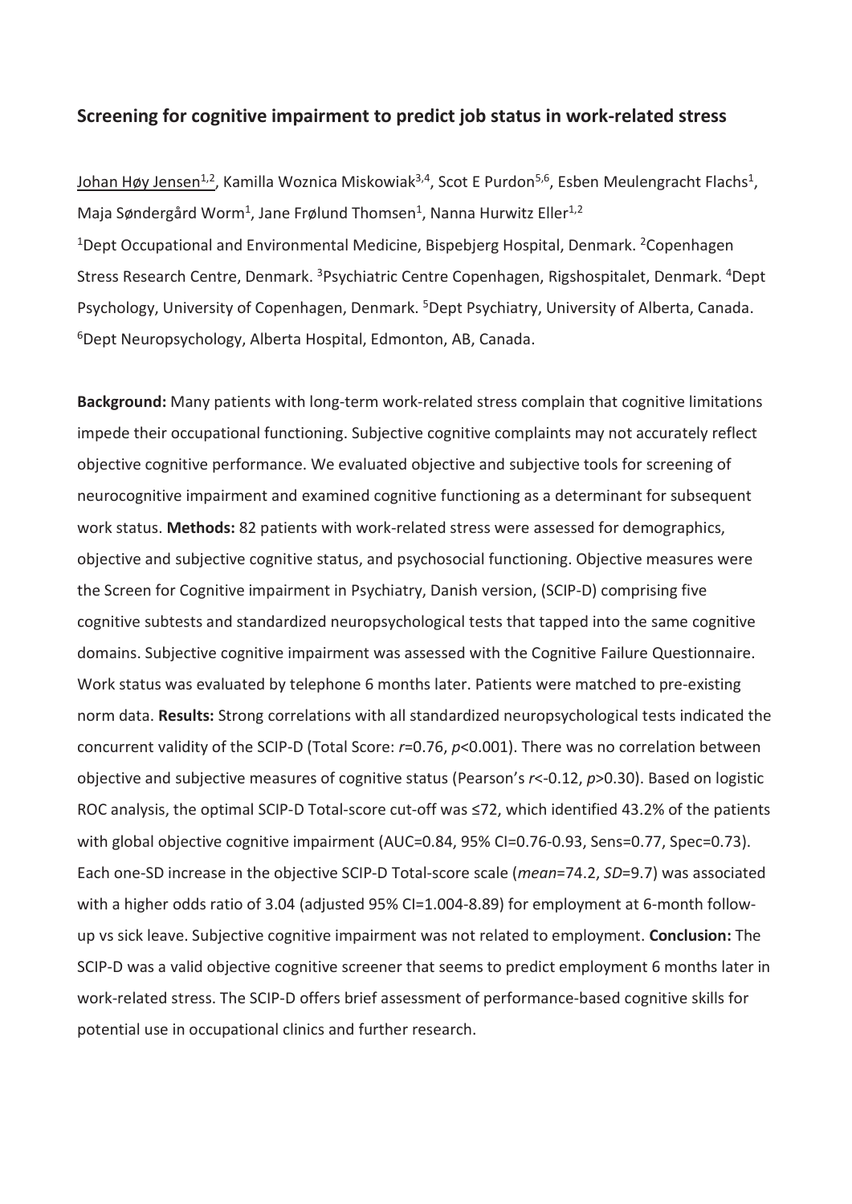## Screening for cognitive impairment to predict job status in work-related stress

Johan Høy Jensen[1,2], Kamilla Woznica Miskowiak[3,4], Scot E Purdon[5,6], Esben Meulengracht Flachs[1], Maja Søndergård Worm[1], Jane Frølund Thomsen[1], Nanna Hurwitz Eller[1,2]

[1]Dept Occupational and Environmental Medicine, Bispebjerg Hospital, Denmark. [2]Copenhagen Stress Research Centre, Denmark. [3]Psychiatric Centre Copenhagen, Rigshospitalet, Denmark. [4]Dept Psychology, University of Copenhagen, Denmark. [5]Dept Psychiatry, University of Alberta, Canada. [6]Dept Neuropsychology, Alberta Hospital, Edmonton, AB, Canada.

**Background:** Many patients with long-term work-related stress complain that cognitive limitations impede their occupational functioning. Subjective cognitive complaints may not accurately reflect objective cognitive performance. We evaluated objective and subjective tools for screening of neurocognitive impairment and examined cognitive functioning as a determinant for subsequent work status. **Methods:** 82 patients with work-related stress were assessed for demographics, objective and subjective cognitive status, and psychosocial functioning. Objective measures were the Screen for Cognitive impairment in Psychiatry, Danish version, (SCIP-D) comprising five cognitive subtests and standardized neuropsychological tests that tapped into the same cognitive domains. Subjective cognitive impairment was assessed with the Cognitive Failure Questionnaire. Work status was evaluated by telephone 6 months later. Patients were matched to pre-existing norm data. **Results:** Strong correlations with all standardized neuropsychological tests indicated the concurrent validity of the SCIP-D (Total Score: $r=0.76$, $p<0.001$). There was no correlation between objective and subjective measures of cognitive status (Pearson's $r<-0.12$, $p>0.30$). Based on logistic ROC analysis, the optimal SCIP-D Total-score cut-off was ≤72, which identified 43.2% of the patients with global objective cognitive impairment (AUC=0.84, 95% CI=0.76-0.93, Sens=0.77, Spec=0.73). Each one-SD increase in the objective SCIP-D Total-score scale (*mean*=74.2, *SD*=9.7) was associated with a higher odds ratio of 3.04 (adjusted 95% CI=1.004-8.89) for employment at 6-month follow-up vs sick leave. Subjective cognitive impairment was not related to employment. **Conclusion:** The SCIP-D was a valid objective cognitive screener that seems to predict employment 6 months later in work-related stress. The SCIP-D offers brief assessment of performance-based cognitive skills for potential use in occupational clinics and further research.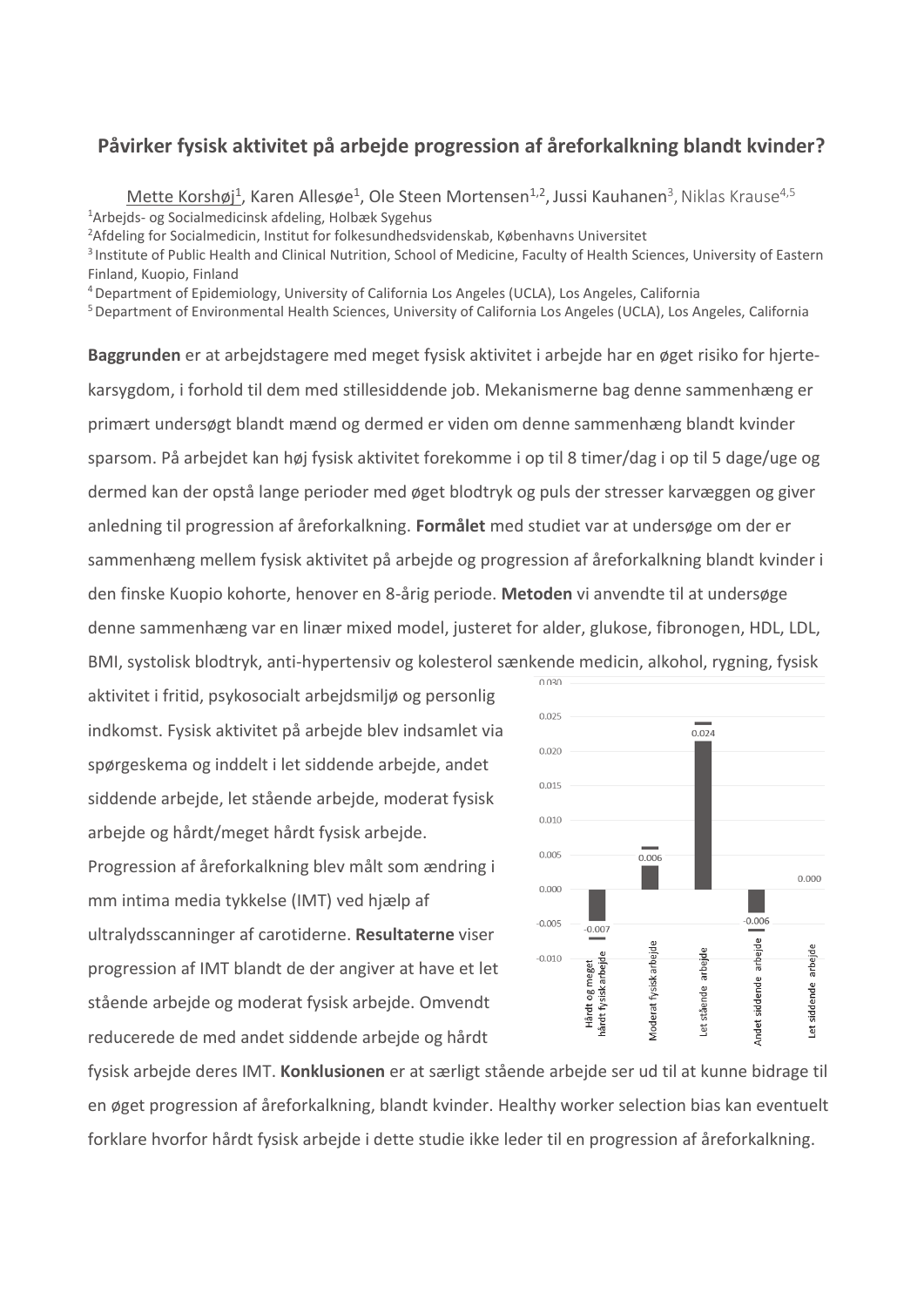## Påvirker fysisk aktivitet på arbejde progression af åreforkalkning blandt kvinder?

Mette Korshøj[1], Karen Allesøe[1], Ole Steen Mortensen[1,2], Jussi Kauhanen[3], Niklas Krause[4,5]

[1]Arbejds- og Socialmedicinsk afdeling, Holbæk Sygehus
[2]Afdeling for Socialmedicin, Institut for folkesundhedsvidenskab, Københavns Universitet
[3]Institute of Public Health and Clinical Nutrition, School of Medicine, Faculty of Health Sciences, University of Eastern Finland, Kuopio, Finland
[4]Department of Epidemiology, University of California Los Angeles (UCLA), Los Angeles, California
[5]Department of Environmental Health Sciences, University of California Los Angeles (UCLA), Los Angeles, California

**Baggrunden** er at arbejdstagere med meget fysisk aktivitet i arbejde har en øget risiko for hjerte-karsygdom, i forhold til dem med stillesiddende job. Mekanismerne bag denne sammenhæng er primært undersøgt blandt mænd og dermed er viden om denne sammenhæng blandt kvinder sparsom. På arbejdet kan høj fysisk aktivitet forekomme i op til 8 timer/dag i op til 5 dage/uge og dermed kan der opstå lange perioder med øget blodtryk og puls der stresser karvæggen og giver anledning til progression af åreforkalkning. **Formålet** med studiet var at undersøge om der er sammenhæng mellem fysisk aktivitet på arbejde og progression af åreforkalkning blandt kvinder i den finske Kuopio kohorte, henover en 8-årig periode. **Metoden** vi anvendte til at undersøge denne sammenhæng var en linær mixed model, justeret for alder, glukose, fibronogen, HDL, LDL, BMI, systolisk blodtryk, anti-hypertensiv og kolesterol sænkende medicin, alkohol, rygning, fysisk aktivitet i fritid, psykosocialt arbejdsmiljø og personlig indkomst. Fysisk aktivitet på arbejde blev indsamlet via spørgeskema og inddelt i let siddende arbejde, andet siddende arbejde, let stående arbejde, moderat fysisk arbejde og hårdt/meget hårdt fysisk arbejde. Progression af åreforkalkning blev målt som ændring i mm intima media tykkelse (IMT) ved hjælp af ultralydsscanninger af carotiderne. **Resultaterne** viser progression af IMT blandt de der angiver at have et let stående arbejde og moderat fysisk arbejde. Omvendt reducerede de med andet siddende arbejde og hårdt fysisk arbejde deres IMT. **Konklusionen** er at særligt stående arbejde ser ud til at kunne bidrage til en øget progression af åreforkalkning, blandt kvinder. Healthy worker selection bias kan eventuelt forklare hvorfor hårdt fysisk arbejde i dette studie ikke leder til en progression af åreforkalkning.

| Kategori | Værdi |
|---|---|
| Hårdt og meget hårdt fysisk arbejde | -0.007 |
| Moderat fysisk arbejde | 0.006 |
| Let stående arbejde | 0.024 |
| Andet siddende arbejde | -0.006 |
| Let siddende arbejde | 0.000 |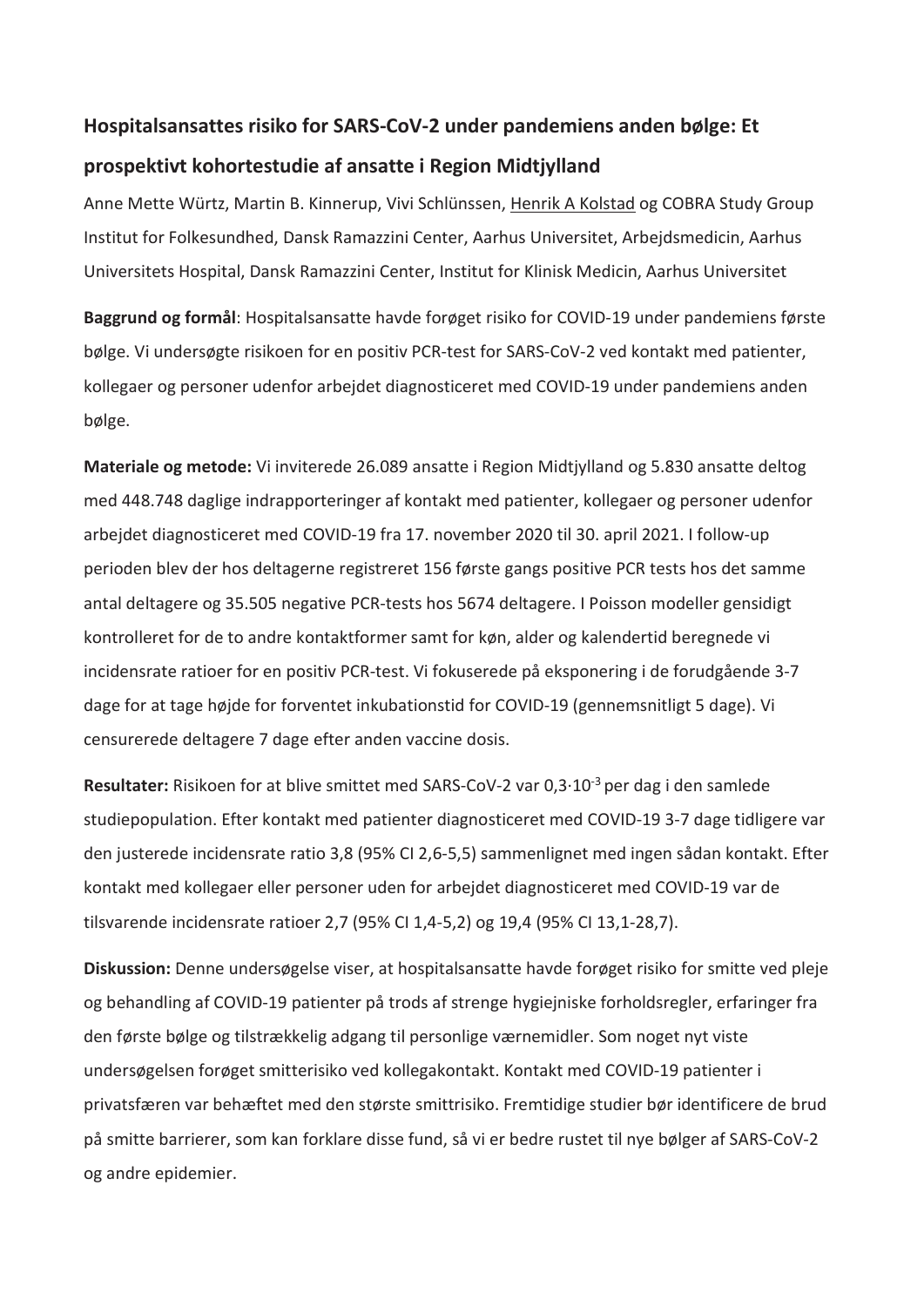## Hospitalsansattes risiko for SARS-CoV-2 under pandemiens anden bølge: Et prospektivt kohortestudie af ansatte i Region Midtjylland

Anne Mette Würtz, Martin B. Kinnerup, Vivi Schlünssen, Henrik A Kolstad og COBRA Study Group
Institut for Folkesundhed, Dansk Ramazzini Center, Aarhus Universitet, Arbejdsmedicin, Aarhus Universitets Hospital, Dansk Ramazzini Center, Institut for Klinisk Medicin, Aarhus Universitet

**Baggrund og formål**: Hospitalsansatte havde forøget risiko for COVID-19 under pandemiens første bølge. Vi undersøgte risikoen for en positiv PCR-test for SARS-CoV-2 ved kontakt med patienter, kollegaer og personer udenfor arbejdet diagnosticeret med COVID-19 under pandemiens anden bølge.

**Materiale og metode:** Vi inviterede 26.089 ansatte i Region Midtjylland og 5.830 ansatte deltog med 448.748 daglige indrapporteringer af kontakt med patienter, kollegaer og personer udenfor arbejdet diagnosticeret med COVID-19 fra 17. november 2020 til 30. april 2021. I follow-up perioden blev der hos deltagerne registreret 156 første gangs positive PCR tests hos det samme antal deltagere og 35.505 negative PCR-tests hos 5674 deltagere. I Poisson modeller gensidigt kontrolleret for de to andre kontaktformer samt for køn, alder og kalendertid beregnede vi incidensrate ratioer for en positiv PCR-test. Vi fokuserede på eksponering i de forudgående 3-7 dage for at tage højde for forventet inkubationstid for COVID-19 (gennemsnitligt 5 dage). Vi censurerede deltagere 7 dage efter anden vaccine dosis.

**Resultater:** Risikoen for at blive smittet med SARS-CoV-2 var $0{,}3 \cdot 10^{-3}$ per dag i den samlede studiepopulation. Efter kontakt med patienter diagnosticeret med COVID-19 3-7 dage tidligere var den justerede incidensrate ratio 3,8 (95% CI 2,6-5,5) sammenlignet med ingen sådan kontakt. Efter kontakt med kollegaer eller personer uden for arbejdet diagnosticeret med COVID-19 var de tilsvarende incidensrate ratioer 2,7 (95% CI 1,4-5,2) og 19,4 (95% CI 13,1-28,7).

**Diskussion:** Denne undersøgelse viser, at hospitalsansatte havde forøget risiko for smitte ved pleje og behandling af COVID-19 patienter på trods af strenge hygiejniske forholdsregler, erfaringer fra den første bølge og tilstrækkelig adgang til personlige værnemidler. Som noget nyt viste undersøgelsen forøget smitterisiko ved kollegakontakt. Kontakt med COVID-19 patienter i privatsfæren var behæftet med den største smittrisiko. Fremtidige studier bør identificere de brud på smitte barrierer, som kan forklare disse fund, så vi er bedre rustet til nye bølger af SARS-CoV-2 og andre epidemier.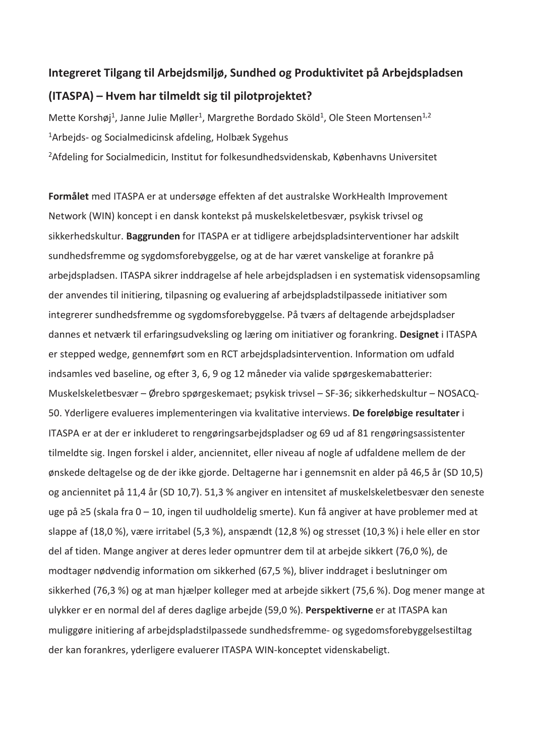# Integreret Tilgang til Arbejdsmiljø, Sundhed og Produktivitet på Arbejdspladsen (ITASPA) – Hvem har tilmeldt sig til pilotprojektet?

Mette Korshøj[1], Janne Julie Møller[1], Margrethe Bordado Sköld[1], Ole Steen Mortensen[1,2]

[1]Arbejds- og Socialmedicinsk afdeling, Holbæk Sygehus

[2]Afdeling for Socialmedicin, Institut for folkesundhedsvidenskab, Københavns Universitet

**Formålet** med ITASPA er at undersøge effekten af det australske WorkHealth Improvement Network (WIN) koncept i en dansk kontekst på muskelskeletbesvær, psykisk trivsel og sikkerhedskultur. **Baggrunden** for ITASPA er at tidligere arbejdspladsinterventioner har adskilt sundhedsfremme og sygdomsforebyggelse, og at de har været vanskelige at forankre på arbejdspladsen. ITASPA sikrer inddragelse af hele arbejdspladsen i en systematisk vidensopsamling der anvendes til initiering, tilpasning og evaluering af arbejdspladstilpassede initiativer som integrerer sundhedsfremme og sygdomsforebyggelse. På tværs af deltagende arbejdspladser dannes et netværk til erfaringsudveksling og læring om initiativer og forankring. **Designet** i ITASPA er stepped wedge, gennemført som en RCT arbejdspladsintervention. Information om udfald indsamles ved baseline, og efter 3, 6, 9 og 12 måneder via valide spørgeskemabatterier: Muskelskeletbesvær – Ørebro spørgeskemaet; psykisk trivsel – SF-36; sikkerhedskultur – NOSACQ-50. Yderligere evalueres implementeringen via kvalitative interviews. **De foreløbige resultater** i ITASPA er at der er inkluderet to rengøringsarbejdspladser og 69 ud af 81 rengøringsassistenter tilmeldte sig. Ingen forskel i alder, anciennitet, eller niveau af nogle af udfaldene mellem de der ønskede deltagelse og de der ikke gjorde. Deltagerne har i gennemsnit en alder på 46,5 år (SD 10,5) og anciennitet på 11,4 år (SD 10,7). 51,3 % angiver en intensitet af muskelskeletbesvær den seneste uge på ≥5 (skala fra 0 – 10, ingen til uudholdelig smerte). Kun få angiver at have problemer med at slappe af (18,0 %), være irritabel (5,3 %), anspændt (12,8 %) og stresset (10,3 %) i hele eller en stor del af tiden. Mange angiver at deres leder opmuntrer dem til at arbejde sikkert (76,0 %), de modtager nødvendig information om sikkerhed (67,5 %), bliver inddraget i beslutninger om sikkerhed (76,3 %) og at man hjælper kolleger med at arbejde sikkert (75,6 %). Dog mener mange at ulykker er en normal del af deres daglige arbejde (59,0 %). **Perspektiverne** er at ITASPA kan muliggøre initiering af arbejdspladstilpassede sundhedsfremme- og sygedomsforebyggelsestiltag der kan forankres, yderligere evaluerer ITASPA WIN-konceptet videnskabeligt.